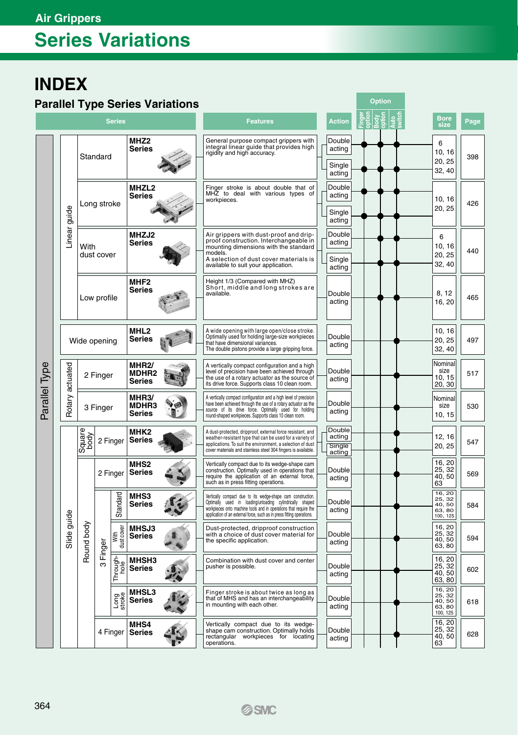# Air Grippers

# Series Variations

## INDEX

### Parallel Type Series Variations

| Type | Guide | Category | | Series | Features | Action | Finger option | Body option | Auto switch | Bore size | Page |
|---|---|---|---|---|---|---|---|---|---|---|---|
| Parallel Type | Linear guide | Standard | | MHZ2 Series | General purpose compact grippers with integral linear guide that provides high rigidity and high accuracy. | Double acting | ● | ● | ● | 6, 10, 16, 20, 25, 32, 40 | 398 |
| | | | | | | Single acting | ● | ● | ● | | |
| | | Long stroke | | MHZL2 Series | Finger stroke is about double that of MHZ to deal with various types of workpieces. | Double acting | ● | ● | ● | 10, 16, 20, 25 | 426 |
| | | | | | | Single acting | ● | ● | ● | | |
| | | With dust cover | | MHZJ2 Series | Air grippers with dust-proof and drip-proof construction. Interchangeable in mounting dimensions with the standard models. A selection of dust cover materials is available to suit your application. | Double acting | ● | ● | ● | 6, 10, 16, 20, 25, 32, 40 | 440 |
| | | | | | | Single acting | ● | ● | ● | | |
| | | Low profile | | MHF2 Series | Height 1/3 (Compared with MHZ) Short, middle and long strokes are available. | Double acting | ● | ● | ● | 8, 12, 16, 20 | 465 |
| | | Wide opening | | MHL2 Series | A wide opening with large open/close stroke. Optimally used for holding large-size workpieces that have dimensional variances. The double pistons provide a large gripping force. | Double acting | ● | ● | ● | 10, 16, 20, 25, 32, 40 | 497 |
| | Rotary actuated | 2 Finger | | MHR2/ MDHR2 Series | A vertically compact configuration and a high level of precision have been achieved through the use of a rotary actuator as the source of its drive force. Supports class 10 clean room. | Double acting | ● | ● | ● | Nominal size 10, 15, 20, 30 | 517 |
| | | 3 Finger | | MHR3/ MDHR3 Series | A vertically compact configuration and a high level of precision have been achieved through the use of a rotary actuator as the source of its drive force. Optimally used for holding round-shaped workpieces. Supports class 10 clean room. | Double acting | ● | ● | ● | Nominal size 10, 15 | 530 |
| | Slide guide | Square body | 2 Finger | MHK2 Series | A dust-protected, dripproof, external force resistant, and weather-resistant type that can be used for a variety of applications. To suit the environment, a selection of dust cover materials and stainless steel 304 fingers is available. | Double acting | ● | ● | ● | 12, 16, 20, 25 | 547 |
| | | | | | | Single acting | ● | ● | ● | | |
| | | Round body | 2 Finger | MHS2 Series | Vertically compact due to its wedge-shape cam construction. Optimally used in operations that require the application of an external force, such as in press fitting operations. | Double acting | ● | ● | ● | 16, 20, 25, 32, 40, 50, 63 | 569 |
| | | Round body | 3 Finger — Standard | MHS3 Series | Vertically compact due to its wedge-shape cam construction. Optimally used in loading/unloading cylindrically shaped workpieces onto machine tools and in operations that require the application of an external force, such as in press fitting operations. | Double acting | ● | ● | ● | 16, 20, 25, 32, 40, 50, 63, 80, 100, 125 | 584 |
| | | Round body | 3 Finger — With dust cover | MHSJ3 Series | Dust-protected, dripproof construction with a choice of dust cover material for the specific application. | Double acting | ● | ● | ● | 16, 20, 25, 32, 40, 50, 63, 80 | 594 |
| | | Round body | 3 Finger — Through-hole | MHSH3 Series | Combination with dust cover and center pusher is possible. | Double acting | ● | ● | ● | 16, 20, 25, 32, 40, 50, 63, 80 | 602 |
| | | Round body | 3 Finger — Long stroke | MHSL3 Series | Finger stroke is about twice as long as that of MHS and has an interchangeability in mounting with each other. | Double acting | ● | ● | ● | 16, 20, 25, 32, 40, 50, 63, 80, 100, 125 | 618 |
| | | Round body | 4 Finger | MHS4 Series | Vertically compact due to its wedge-shape cam construction. Optimally holds rectangular workpieces for locating operations. | Double acting | ● | ● | ● | 16, 20, 25, 32, 40, 50, 63 | 628 |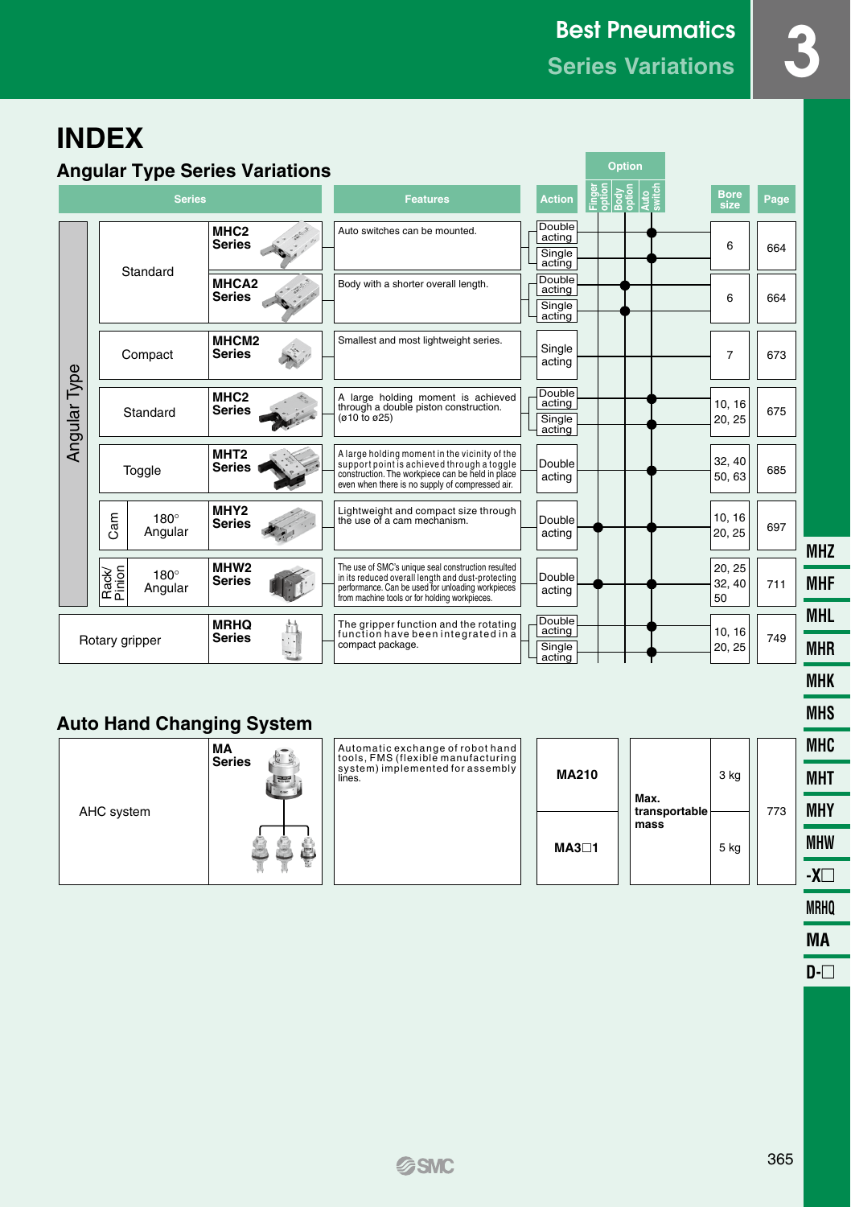# INDEX

## Angular Type Series Variations

| Type | | Series | Features | Action | Finger option | Body option | Auto switch | Bore size | Page |
|---|---|---|---|---|---|---|---|---|---|
| Angular Type | Standard | MHC2 Series | Auto switches can be mounted. | Double acting | | | ● | 6 | 664 |
| | | | | Single acting | | | ● | | |
| | | MHCA2 Series | Body with a shorter overall length. | Double acting | | ● | | 6 | 664 |
| | | | | Single acting | | ● | | | |
| | Compact | MHCM2 Series | Smallest and most lightweight series. | Single acting | | | | 7 | 673 |
| | Standard | MHC2 Series | A large holding moment is achieved through a double piston construction. (ø10 to ø25) | Double acting | | | ● | 10, 16 20, 25 | 675 |
| | | | | Single acting | | | ● | | |
| | Toggle | MHT2 Series | A large holding moment in the vicinity of the support point is achieved through a toggle construction. The workpiece can be held in place even when there is no supply of compressed air. | Double acting | | | ● | 32, 40 50, 63 | 685 |
| | Cam 180° Angular | MHY2 Series | Lightweight and compact size through the use of a cam mechanism. | Double acting | ● | | ● | 10, 16 20, 25 | 697 |
| | Rack/Pinion 180° Angular | MHW2 Series | The use of SMC's unique seal construction resulted in its reduced overall length and dust-protecting performance. Can be used for unloading workpieces from machine tools or for holding workpieces. | Double acting | ● | | ● | 20, 25 32, 40 50 | 711 |
| Rotary gripper | | MRHQ Series | The gripper function and the rotating function have been integrated in a compact package. | Double acting | | ● | | 10, 16 20, 25 | 749 |
| | | | | Single acting | | | ● | | |

## Auto Hand Changing System

| Series | | Features | Model | | Max. transportable mass | Page |
|---|---|---|---|---|---|---|
| AHC system | MA Series | Automatic exchange of robot hand tools, FMS (flexible manufacturing system) implemented for assembly lines. | MA210 | Max. transportable mass | 3 kg | 773 |
| | | | MA3□1 | | 5 kg | |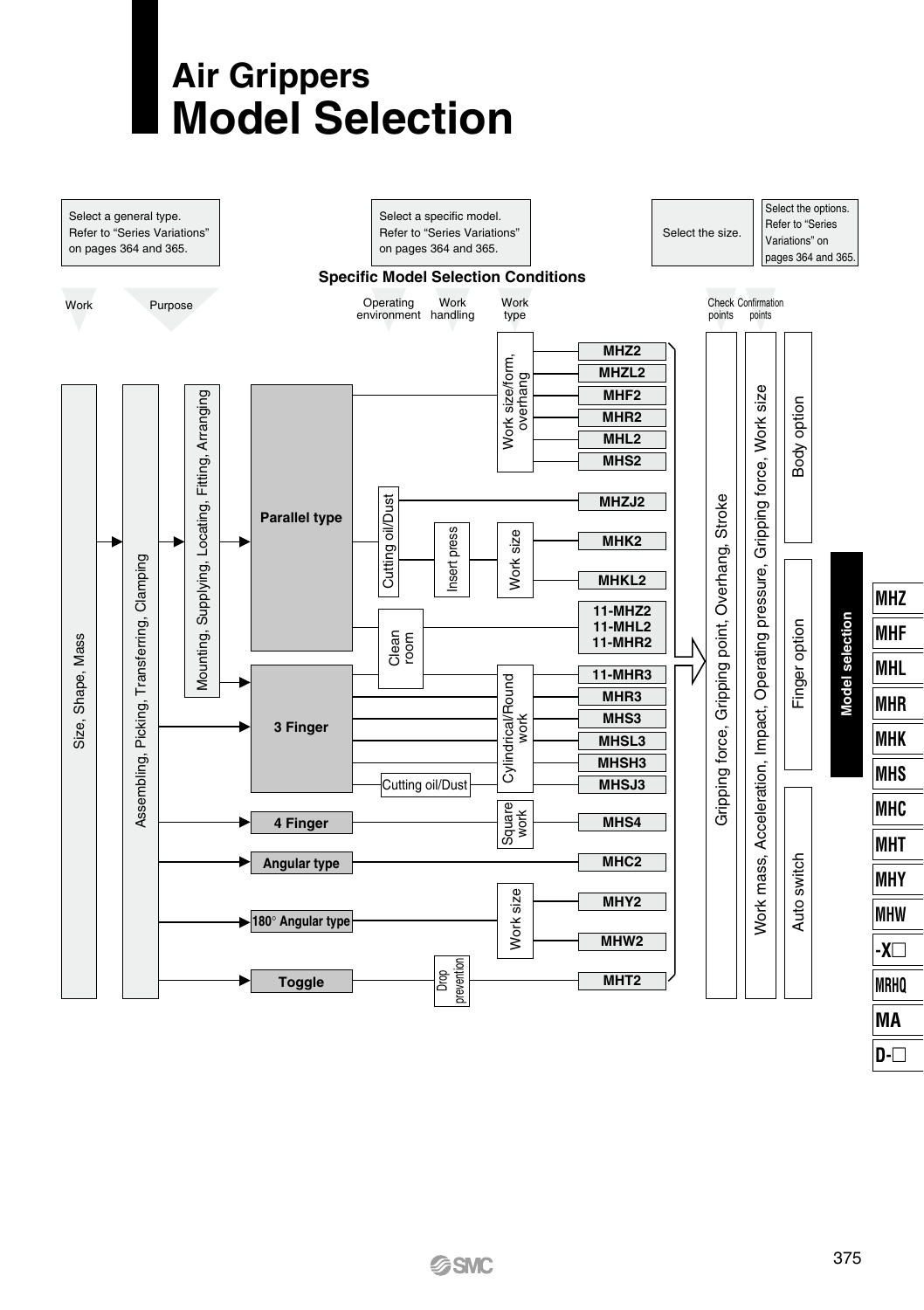# Air Grippers
# Model Selection

| Select a general type. Refer to "Series Variations" on pages 364 and 365. | Select a specific model. Refer to "Series Variations" on pages 364 and 365. | Select the size. | Select the options. Refer to "Series Variations" on pages 364 and 365. |
|---|---|---|---|

**Specific Model Selection Conditions**

Work: Size, Shape, Mass

Purpose: Assembling, Picking, Transferring, Clamping

| Purpose / Type | Operating environment | Work handling | Work type | Model |
|---|---|---|---|---|
| Mounting, Supplying, Locating, Fitting, Arranging → Parallel type | | | Work size/form, overhang | MHZ2 |
| | | | | MHZL2 |
| | | | | MHF2 |
| | | | | MHR2 |
| | | | | MHL2 |
| | | | | MHS2 |
| | Cutting oil/Dust | | | MHZJ2 |
| | | Insert press | Work size | MHK2 |
| | | | | MHKL2 |
| | Clean room | | | 11-MHZ2<br>11-MHL2<br>11-MHR2 |
| 3 Finger | Clean room | | Cylindrical/Round work | 11-MHR3 |
| | | | | MHR3 |
| | | | | MHS3 |
| | | | | MHSL3 |
| | | | | MHSH3 |
| | Cutting oil/Dust | | | MHSJ3 |
| 4 Finger | | | Square work | MHS4 |
| Angular type | | | | MHC2 |
| 180° Angular type | | | Work size | MHY2 |
| | | | | MHW2 |
| Toggle | | Drop prevention | | MHT2 |

Check points: Gripping force, Gripping point, Overhang, Stroke

Confirmation points: Work mass, Acceleration, Impact, Operating pressure, Gripping force, Work size

Options: Body option, Finger option, Auto switch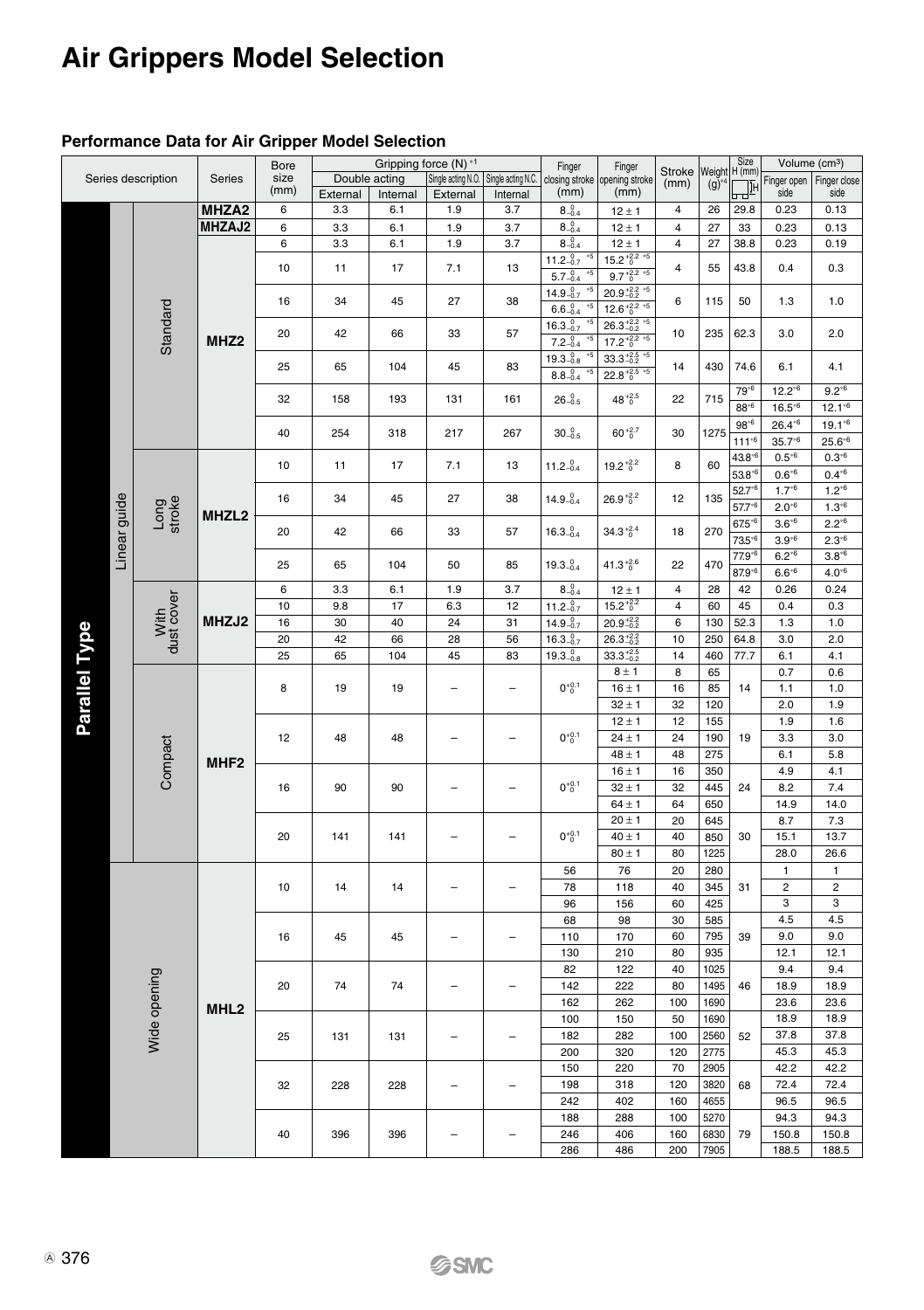# Air Grippers Model Selection

## Performance Data for Air Gripper Model Selection

| Series description | | | Series | Bore size (mm) | Gripping force (N) *1 | | | | Finger closing stroke (mm) | Finger opening stroke (mm) | Stroke (mm) | Weight (g)*4 | Size H (mm) | Volume (cm³) | |
|---|---|---|---|---|---|---|---|---|---|---|---|---|---|---|---|
| | | | | | Double acting | | Single acting N.O. | Single acting N.C. | | | | | | Finger open side | Finger close side |
| | | | | | External | Internal | External | Internal | | | | | | | |
| Parallel Type | Linear guide | Standard | MHZA2 | 6 | 3.3 | 6.1 | 1.9 | 3.7 | $8^{0}_{-0.4}$ | 12 ± 1 | 4 | 26 | 29.8 | 0.23 | 0.13 |
| | | | MHZAJ2 | 6 | 3.3 | 6.1 | 1.9 | 3.7 | $8^{0}_{-0.4}$ | 12 ± 1 | 4 | 27 | 33 | 0.23 | 0.13 |
| | | | MHZ2 | 6 | 3.3 | 6.1 | 1.9 | 3.7 | $8^{0}_{-0.4}$ | 12 ± 1 | 4 | 27 | 38.8 | 0.23 | 0.19 |
| | | | | 10 | 11 | 17 | 7.1 | 13 | $11.2^{0}_{-0.7}$ *5 / $5.7^{0}_{-0.4}$ *5 | $15.2^{+2.2}_{0}$ *5 / $9.7^{+2.2}_{0}$ *5 | 4 | 55 | 43.8 | 0.4 | 0.3 |
| | | | | 16 | 34 | 45 | 27 | 38 | $14.9^{0}_{-0.7}$ *5 / $6.6^{0}_{-0.4}$ *5 | $20.9^{+2.2}_{-0.2}$ *5 / $12.6^{+2.2}_{0}$ *5 | 6 | 115 | 50 | 1.3 | 1.0 |
| | | | | 20 | 42 | 66 | 33 | 57 | $16.3^{0}_{-0.7}$ *5 / $7.2^{0}_{-0.4}$ *5 | $26.3^{+2.2}_{-0.2}$ *5 / $17.2^{+2.2}_{0}$ *5 | 10 | 235 | 62.3 | 3.0 | 2.0 |
| | | | | 25 | 65 | 104 | 45 | 83 | $19.3^{0}_{-0.8}$ *5 / $8.8^{0}_{-0.4}$ *5 | $33.3^{+2.5}_{-0.2}$ *5 / $22.8^{+2.5}_{0}$ *5 | 14 | 430 | 74.6 | 6.1 | 4.1 |
| | | | | 32 | 158 | 193 | 131 | 161 | $26^{0}_{-0.5}$ | $48^{+2.5}_{0}$ | 22 | 715 | 79*6 / 88*6 | 12.2*6 / 16.5*6 | 9.2*6 / 12.1*6 |
| | | | | 40 | 254 | 318 | 217 | 267 | $30^{0}_{-0.5}$ | $60^{+2.7}_{0}$ | 30 | 1275 | 98*6 / 111*6 | 26.4*6 / 35.7*6 | 19.1*6 / 25.6*6 |
| | | Long stroke | MHZL2 | 10 | 11 | 17 | 7.1 | 13 | $11.2^{0}_{-0.4}$ | $19.2^{+2.2}_{0}$ | 8 | 60 | 43.8*6 / 53.8*6 | 0.5*6 / 0.6*6 | 0.3*6 / 0.4*6 |
| | | | | 16 | 34 | 45 | 27 | 38 | $14.9^{0}_{-0.4}$ | $26.9^{+2.2}_{0}$ | 12 | 135 | 52.7*6 / 57.7*6 | 1.7*6 / 2.0*6 | 1.2*6 / 1.3*6 |
| | | | | 20 | 42 | 66 | 33 | 57 | $16.3^{0}_{-0.4}$ | $34.3^{+2.4}_{0}$ | 18 | 270 | 67.5*6 / 73.5*6 | 3.6*6 / 3.9*6 | 2.2*6 / 2.3*6 |
| | | | | 25 | 65 | 104 | 50 | 85 | $19.3^{0}_{-0.4}$ | $41.3^{+2.6}_{0}$ | 22 | 470 | 77.9*6 / 87.9*6 | 6.2*6 / 6.6*6 | 3.8*6 / 4.0*6 |
| | | With dust cover | MHZJ2 | 6 | 3.3 | 6.1 | 1.9 | 3.7 | $8^{0}_{-0.4}$ | 12 ± 1 | 4 | 28 | 42 | 0.26 | 0.24 |
| | | | | 10 | 9.8 | 17 | 6.3 | 12 | $11.2^{0}_{-0.7}$ | $15.2^{+2.2}_{0}$ | 4 | 60 | 45 | 0.4 | 0.3 |
| | | | | 16 | 30 | 40 | 24 | 31 | $14.9^{0}_{-0.7}$ | $20.9^{+2.2}_{-0.2}$ | 6 | 130 | 52.3 | 1.3 | 1.0 |
| | | | | 20 | 42 | 66 | 28 | 56 | $16.3^{0}_{-0.7}$ | $26.3^{+2.2}_{-0.2}$ | 10 | 250 | 64.8 | 3.0 | 2.0 |
| | | | | 25 | 65 | 104 | 45 | 83 | $19.3^{0}_{-0.8}$ | $33.3^{+2.5}_{-0.2}$ | 14 | 460 | 77.7 | 6.1 | 4.1 |
| | | Compact | MHF2 | 8 | 19 | 19 | – | – | $0^{+0.1}_{0}$ | 8 ± 1 | 8 | 65 | 14 | 0.7 | 0.6 |
| | | | | | | | | | | 16 ± 1 | 16 | 85 | | 1.1 | 1.0 |
| | | | | | | | | | | 32 ± 1 | 32 | 120 | | 2.0 | 1.9 |
| | | | | 12 | 48 | 48 | – | – | $0^{+0.1}_{0}$ | 12 ± 1 | 12 | 155 | 19 | 1.9 | 1.6 |
| | | | | | | | | | | 24 ± 1 | 24 | 190 | | 3.3 | 3.0 |
| | | | | | | | | | | 48 ± 1 | 48 | 275 | | 6.1 | 5.8 |
| | | | | 16 | 90 | 90 | – | – | $0^{+0.1}_{0}$ | 16 ± 1 | 16 | 350 | 24 | 4.9 | 4.1 |
| | | | | | | | | | | 32 ± 1 | 32 | 445 | | 8.2 | 7.4 |
| | | | | | | | | | | 64 ± 1 | 64 | 650 | | 14.9 | 14.0 |
| | | | | 20 | 141 | 141 | – | – | $0^{+0.1}_{0}$ | 20 ± 1 | 20 | 645 | 30 | 8.7 | 7.3 |
| | | | | | | | | | | 40 ± 1 | 40 | 850 | | 15.1 | 13.7 |
| | | | | | | | | | | 80 ± 1 | 80 | 1225 | | 28.0 | 26.6 |
| | Wide opening | | MHL2 | 10 | 14 | 14 | – | – | 56 | 76 | 20 | 280 | 31 | 1 | 1 |
| | | | | | | | | | 78 | 118 | 40 | 345 | | 2 | 2 |
| | | | | | | | | | 96 | 156 | 60 | 425 | | 3 | 3 |
| | | | | 16 | 45 | 45 | – | – | 68 | 98 | 30 | 585 | 39 | 4.5 | 4.5 |
| | | | | | | | | | 110 | 170 | 60 | 795 | | 9.0 | 9.0 |
| | | | | | | | | | 130 | 210 | 80 | 935 | | 12.1 | 12.1 |
| | | | | 20 | 74 | 74 | – | – | 82 | 122 | 40 | 1025 | 46 | 9.4 | 9.4 |
| | | | | | | | | | 142 | 222 | 80 | 1495 | | 18.9 | 18.9 |
| | | | | | | | | | 162 | 262 | 100 | 1690 | | 23.6 | 23.6 |
| | | | | 25 | 131 | 131 | – | – | 100 | 150 | 50 | 1690 | 52 | 18.9 | 18.9 |
| | | | | | | | | | 182 | 282 | 100 | 2560 | | 37.8 | 37.8 |
| | | | | | | | | | 200 | 320 | 120 | 2775 | | 45.3 | 45.3 |
| | | | | 32 | 228 | 228 | – | – | 150 | 220 | 70 | 2905 | 68 | 42.2 | 42.2 |
| | | | | | | | | | 198 | 318 | 120 | 3820 | | 72.4 | 72.4 |
| | | | | | | | | | 242 | 402 | 160 | 4655 | | 96.5 | 96.5 |
| | | | | 40 | 396 | 396 | – | – | 188 | 288 | 100 | 5270 | 79 | 94.3 | 94.3 |
| | | | | | | | | | 246 | 406 | 160 | 6830 | | 150.8 | 150.8 |
| | | | | | | | | | 286 | 486 | 200 | 7905 | | 188.5 | 188.5 |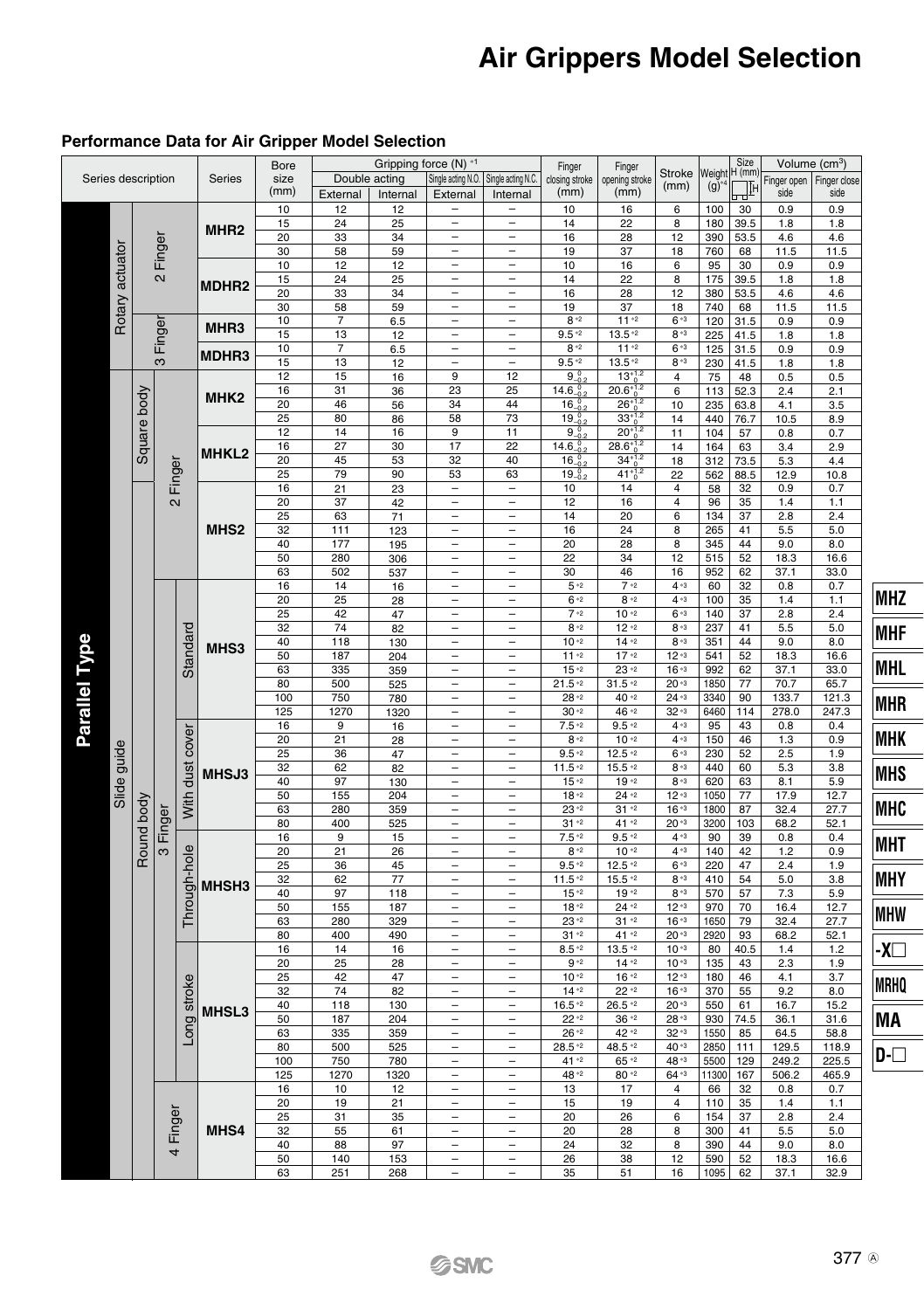# Air Grippers Model Selection

## Performance Data for Air Gripper Model Selection

| Series description | | | | Series | Bore size (mm) | Gripping force (N) [1] | | | | Finger closing stroke (mm) | Finger opening stroke (mm) | Stroke (mm) | Weight (g) [4] | Size H (mm) | Volume (cm³) | |
|---|---|---|---|---|---|---|---|---|---|---|---|---|---|---|---|---|
| | | | | | | Double acting | | Single acting N.O. | Single acting N.C. | | | | | | Finger open side | Finger close side |
| | | | | | | External | Internal | External | Internal | | | | | | | |
| Parallel Type | Rotary actuator | 2 Finger | | MHR2 | 10 | 12 | 12 | – | – | 10 | 16 | 6 | 100 | 30 | 0.9 | 0.9 |
| | | | | | 15 | 24 | 25 | – | – | 14 | 22 | 8 | 180 | 39.5 | 1.8 | 1.8 |
| | | | | | 20 | 33 | 34 | – | – | 16 | 28 | 12 | 390 | 53.5 | 4.6 | 4.6 |
| | | | | | 30 | 58 | 59 | – | – | 19 | 37 | 18 | 760 | 68 | 11.5 | 11.5 |
| | | | | MDHR2 | 10 | 12 | 12 | – | – | 10 | 16 | 6 | 95 | 30 | 0.9 | 0.9 |
| | | | | | 15 | 24 | 25 | – | – | 14 | 22 | 8 | 175 | 39.5 | 1.8 | 1.8 |
| | | | | | 20 | 33 | 34 | – | – | 16 | 28 | 12 | 380 | 53.5 | 4.6 | 4.6 |
| | | | | | 30 | 58 | 59 | – | – | 19 | 37 | 18 | 740 | 68 | 11.5 | 11.5 |
| | | 3 Finger | | MHR3 | 10 | 7 | 6.5 | – | – | 8 [2] | 11 [2] | 6 [3] | 120 | 31.5 | 0.9 | 0.9 |
| | | | | | 15 | 13 | 12 | – | – | 9.5 [2] | 13.5 [2] | 8 [3] | 225 | 41.5 | 1.8 | 1.8 |
| | | | | MDHR3 | 10 | 7 | 6.5 | – | – | 8 [2] | 11 [2] | 6 [3] | 125 | 31.5 | 0.9 | 0.9 |
| | | | | | 15 | 13 | 12 | – | – | 9.5 [2] | 13.5 [2] | 8 [3] | 230 | 41.5 | 1.8 | 1.8 |
| | Slide guide | Square body | 2 Finger | MHK2 | 12 | 15 | 16 | 9 | 12 | $9^{0}_{-0.2}$ | $13^{+1.2}_{0}$ | 4 | 75 | 48 | 0.5 | 0.5 |
| | | | | | 16 | 31 | 36 | 23 | 25 | $14.6^{0}_{-0.2}$ | $20.6^{+1.2}_{0}$ | 6 | 113 | 52.3 | 2.4 | 2.1 |
| | | | | | 20 | 46 | 56 | 34 | 44 | $16^{0}_{-0.2}$ | $26^{+1.2}_{0}$ | 10 | 235 | 63.8 | 4.1 | 3.5 |
| | | | | | 25 | 80 | 86 | 58 | 73 | $19^{0}_{-0.2}$ | $33^{+1.2}_{0}$ | 14 | 440 | 76.7 | 10.5 | 8.9 |
| | | | | MHKL2 | 12 | 14 | 16 | 9 | 11 | $9^{0}_{-0.2}$ | $20^{+1.2}_{0}$ | 11 | 104 | 57 | 0.8 | 0.7 |
| | | | | | 16 | 27 | 30 | 17 | 22 | $14.6^{0}_{-0.2}$ | $28.6^{+1.2}_{0}$ | 14 | 164 | 63 | 3.4 | 2.9 |
| | | | | | 20 | 45 | 53 | 32 | 40 | $16^{0}_{-0.2}$ | $34^{+1.2}_{0}$ | 18 | 312 | 73.5 | 5.3 | 4.4 |
| | | | | | 25 | 79 | 90 | 53 | 63 | $19^{0}_{-0.2}$ | $41^{+1.2}_{0}$ | 22 | 562 | 88.5 | 12.9 | 10.8 |
| | | Round body | 2 Finger | MHS2 | 16 | 21 | 23 | – | – | 10 | 14 | 4 | 58 | 32 | 0.9 | 0.7 |
| | | | | | 20 | 37 | 42 | – | – | 12 | 16 | 4 | 96 | 35 | 1.4 | 1.1 |
| | | | | | 25 | 63 | 71 | – | – | 14 | 20 | 6 | 134 | 37 | 2.8 | 2.4 |
| | | | | | 32 | 111 | 123 | – | – | 16 | 24 | 8 | 265 | 41 | 5.5 | 5.0 |
| | | | | | 40 | 177 | 195 | – | – | 20 | 28 | 8 | 345 | 44 | 9.0 | 8.0 |
| | | | | | 50 | 280 | 306 | – | – | 22 | 34 | 12 | 515 | 52 | 18.3 | 16.6 |
| | | | | | 63 | 502 | 537 | – | – | 30 | 46 | 16 | 952 | 62 | 37.1 | 33.0 |
| | | | 3 Finger — Standard | MHS3 | 16 | 14 | 16 | – | – | 5 [2] | 7 [2] | 4 [3] | 60 | 32 | 0.8 | 0.7 |
| | | | | | 20 | 25 | 28 | – | – | 6 [2] | 8 [2] | 4 [3] | 100 | 35 | 1.4 | 1.1 |
| | | | | | 25 | 42 | 47 | – | – | 7 [2] | 10 [2] | 6 [3] | 140 | 37 | 2.8 | 2.4 |
| | | | | | 32 | 74 | 82 | – | – | 8 [2] | 12 [2] | 8 [3] | 237 | 41 | 5.5 | 5.0 |
| | | | | | 40 | 118 | 130 | – | – | 10 [2] | 14 [2] | 8 [3] | 351 | 44 | 9.0 | 8.0 |
| | | | | | 50 | 187 | 204 | – | – | 11 [2] | 17 [2] | 12 [3] | 541 | 52 | 18.3 | 16.6 |
| | | | | | 63 | 335 | 359 | – | – | 15 [2] | 23 [2] | 16 [3] | 992 | 62 | 37.1 | 33.0 |
| | | | | | 80 | 500 | 525 | – | – | 21.5 [2] | 31.5 [2] | 20 [3] | 1850 | 77 | 70.7 | 65.7 |
| | | | | | 100 | 750 | 780 | – | – | 28 [2] | 40 [2] | 24 [3] | 3340 | 90 | 133.7 | 121.3 |
| | | | | | 125 | 1270 | 1320 | – | – | 30 [2] | 46 [2] | 32 [3] | 6460 | 114 | 278.0 | 247.3 |
| | | | 3 Finger — With dust cover | MHSJ3 | 16 | 9 | 16 | – | – | 7.5 [2] | 9.5 [2] | 4 [3] | 95 | 43 | 0.8 | 0.4 |
| | | | | | 20 | 21 | 28 | – | – | 8 [2] | 10 [2] | 4 [3] | 150 | 46 | 1.3 | 0.9 |
| | | | | | 25 | 36 | 47 | – | – | 9.5 [2] | 12.5 [2] | 6 [3] | 230 | 52 | 2.5 | 1.9 |
| | | | | | 32 | 62 | 82 | – | – | 11.5 [2] | 15.5 [2] | 8 [3] | 440 | 60 | 5.3 | 3.8 |
| | | | | | 40 | 97 | 130 | – | – | 15 [2] | 19 [2] | 8 [3] | 620 | 63 | 8.1 | 5.9 |
| | | | | | 50 | 155 | 204 | – | – | 18 [2] | 24 [2] | 12 [3] | 1050 | 77 | 17.9 | 12.7 |
| | | | | | 63 | 280 | 359 | – | – | 23 [2] | 31 [2] | 16 [3] | 1800 | 87 | 32.4 | 27.7 |
| | | | | | 80 | 400 | 525 | – | – | 31 [2] | 41 [2] | 20 [3] | 3200 | 103 | 68.2 | 52.1 |
| | | | 3 Finger — Through-hole | MHSH3 | 16 | 9 | 15 | – | – | 7.5 [2] | 9.5 [2] | 4 [3] | 90 | 39 | 0.8 | 0.4 |
| | | | | | 20 | 21 | 26 | – | – | 8 [2] | 10 [2] | 4 [3] | 140 | 42 | 1.2 | 0.9 |
| | | | | | 25 | 36 | 45 | – | – | 9.5 [2] | 12.5 [2] | 6 [3] | 220 | 47 | 2.4 | 1.9 |
| | | | | | 32 | 62 | 77 | – | – | 11.5 [2] | 15.5 [2] | 8 [3] | 410 | 54 | 5.0 | 3.8 |
| | | | | | 40 | 97 | 118 | – | – | 15 [2] | 19 [2] | 8 [3] | 570 | 57 | 7.3 | 5.9 |
| | | | | | 50 | 155 | 187 | – | – | 18 [2] | 24 [2] | 12 [3] | 970 | 70 | 16.4 | 12.7 |
| | | | | | 63 | 280 | 329 | – | – | 23 [2] | 31 [2] | 16 [3] | 1650 | 79 | 32.4 | 27.7 |
| | | | | | 80 | 400 | 490 | – | – | 31 [2] | 41 [2] | 20 [3] | 2920 | 93 | 68.2 | 52.1 |
| | | | 3 Finger — Long stroke | MHSL3 | 16 | 14 | 16 | – | – | 8.5 [2] | 13.5 [2] | 10 [3] | 80 | 40.5 | 1.4 | 1.2 |
| | | | | | 20 | 25 | 28 | – | – | 9 [2] | 14 [2] | 10 [3] | 135 | 43 | 2.3 | 1.9 |
| | | | | | 25 | 42 | 47 | – | – | 10 [2] | 16 [2] | 12 [3] | 180 | 46 | 4.1 | 3.7 |
| | | | | | 32 | 74 | 82 | – | – | 14 [2] | 22 [2] | 16 [3] | 370 | 55 | 9.2 | 8.0 |
| | | | | | 40 | 118 | 130 | – | – | 16.5 [2] | 26.5 [2] | 20 [3] | 550 | 61 | 16.7 | 15.2 |
| | | | | | 50 | 187 | 204 | – | – | 22 [2] | 36 [2] | 28 [3] | 930 | 74.5 | 36.1 | 31.6 |
| | | | | | 63 | 335 | 359 | – | – | 26 [2] | 42 [2] | 32 [3] | 1550 | 85 | 64.5 | 58.8 |
| | | | | | 80 | 500 | 525 | – | – | 28.5 [2] | 48.5 [2] | 40 [3] | 2850 | 111 | 129.5 | 118.9 |
| | | | | | 100 | 750 | 780 | – | – | 41 [2] | 65 [2] | 48 [3] | 5500 | 129 | 249.2 | 225.5 |
| | | | | | 125 | 1270 | 1320 | – | – | 48 [2] | 80 [2] | 64 [3] | 11300 | 167 | 506.2 | 465.9 |
| | | | 4 Finger | MHS4 | 16 | 10 | 12 | – | – | 13 | 17 | 4 | 66 | 32 | 0.8 | 0.7 |
| | | | | | 20 | 19 | 21 | – | – | 15 | 19 | 4 | 110 | 35 | 1.4 | 1.1 |
| | | | | | 25 | 31 | 35 | – | – | 20 | 26 | 6 | 154 | 37 | 2.8 | 2.4 |
| | | | | | 32 | 55 | 61 | – | – | 20 | 28 | 8 | 300 | 41 | 5.5 | 5.0 |
| | | | | | 40 | 88 | 97 | – | – | 24 | 32 | 8 | 390 | 44 | 9.0 | 8.0 |
| | | | | | 50 | 140 | 153 | – | – | 26 | 38 | 12 | 590 | 52 | 18.3 | 16.6 |
| | | | | | 63 | 251 | 268 | – | – | 35 | 51 | 16 | 1095 | 62 | 37.1 | 32.9 |

MHZ | MHF | MHL | MHR | MHK | MHS | MHC | MHT | MHY | MHW | -X□ | MRHQ | MA | D-□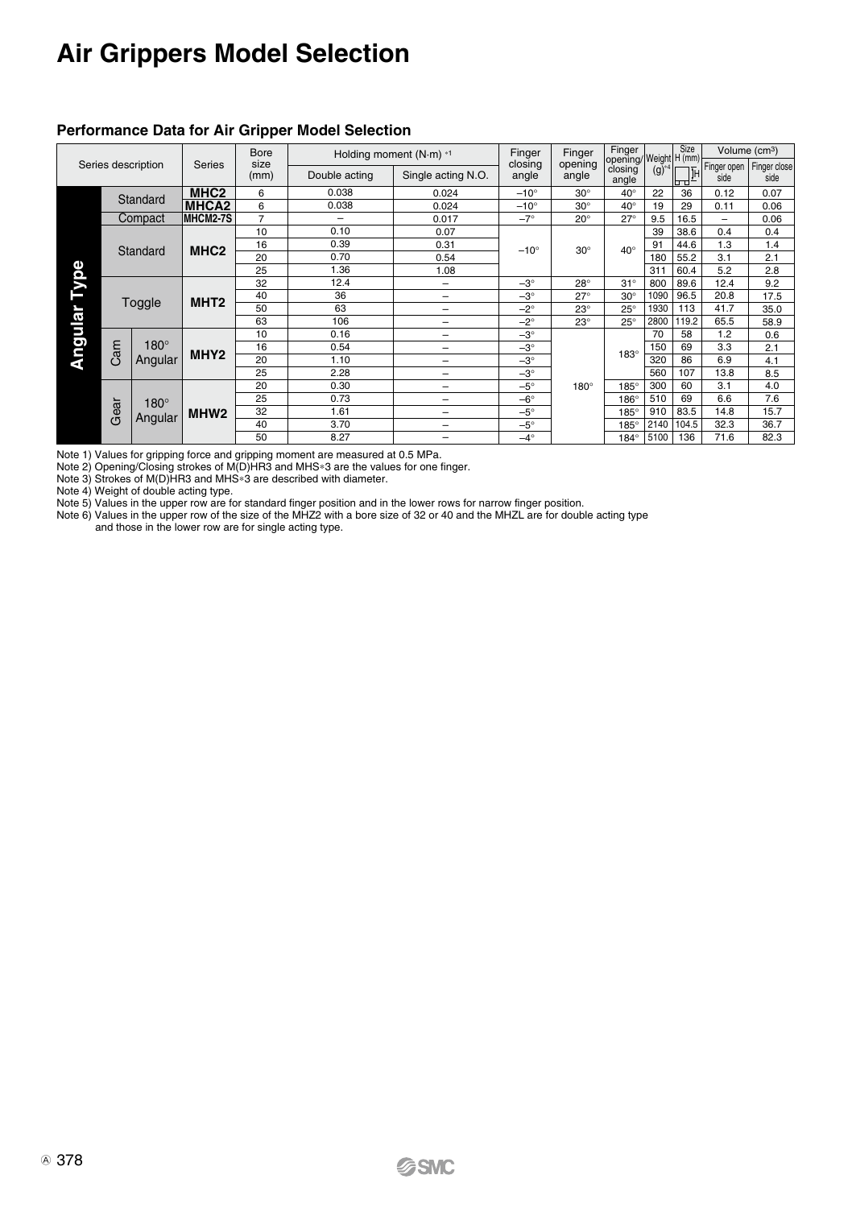# Air Grippers Model Selection

### Performance Data for Air Gripper Model Selection

| Series description | | | Series | Bore size (mm) | Holding moment (N·m) *1 | | Finger closing angle | Finger opening angle | Finger opening/ closing angle | Weight (g)*4 | Size H (mm) | Volume (cm³) | |
|---|---|---|---|---|---|---|---|---|---|---|---|---|---|
| | | | | | Double acting | Single acting N.O. | | | | | | Finger open side | Finger close side |
| Angular Type | Standard | | MHC2 | 6 | 0.038 | 0.024 | −10° | 30° | 40° | 22 | 36 | 0.12 | 0.07 |
| | | | MHCA2 | 6 | 0.038 | 0.024 | −10° | 30° | 40° | 19 | 29 | 0.11 | 0.06 |
| | Compact | | MHCM2-7S | 7 | – | 0.017 | −7° | 20° | 27° | 9.5 | 16.5 | – | 0.06 |
| | Standard | | MHC2 | 10 | 0.10 | 0.07 | −10° | 30° | 40° | 39 | 38.6 | 0.4 | 0.4 |
| | | | | 16 | 0.39 | 0.31 | | | | 91 | 44.6 | 1.3 | 1.4 |
| | | | | 20 | 0.70 | 0.54 | | | | 180 | 55.2 | 3.1 | 2.1 |
| | | | | 25 | 1.36 | 1.08 | | | | 311 | 60.4 | 5.2 | 2.8 |
| | Toggle | | MHT2 | 32 | 12.4 | – | −3° | 28° | 31° | 800 | 89.6 | 12.4 | 9.2 |
| | | | | 40 | 36 | – | −3° | 27° | 30° | 1090 | 96.5 | 20.8 | 17.5 |
| | | | | 50 | 63 | – | −2° | 23° | 25° | 1930 | 113 | 41.7 | 35.0 |
| | | | | 63 | 106 | – | −2° | 23° | 25° | 2800 | 119.2 | 65.5 | 58.9 |
| | Cam | 180° Angular | MHY2 | 10 | 0.16 | – | −3° | 180° | 183° | 70 | 58 | 1.2 | 0.6 |
| | | | | 16 | 0.54 | – | −3° | | | 150 | 69 | 3.3 | 2.1 |
| | | | | 20 | 1.10 | – | −3° | | | 320 | 86 | 6.9 | 4.1 |
| | | | | 25 | 2.28 | – | −3° | | | 560 | 107 | 13.8 | 8.5 |
| | Gear | 180° Angular | MHW2 | 20 | 0.30 | – | −5° | | 185° | 300 | 60 | 3.1 | 4.0 |
| | | | | 25 | 0.73 | – | −6° | | 186° | 510 | 69 | 6.6 | 7.6 |
| | | | | 32 | 1.61 | – | −5° | | 185° | 910 | 83.5 | 14.8 | 15.7 |
| | | | | 40 | 3.70 | – | −5° | | 185° | 2140 | 104.5 | 32.3 | 36.7 |
| | | | | 50 | 8.27 | – | −4° | | 184° | 5100 | 136 | 71.6 | 82.3 |

Note 1) Values for gripping force and gripping moment are measured at 0.5 MPa.
Note 2) Opening/Closing strokes of M(D)HR3 and MHS*3 are the values for one finger.
Note 3) Strokes of M(D)HR3 and MHS*3 are described with diameter.
Note 4) Weight of double acting type.
Note 5) Values in the upper row are for standard finger position and in the lower rows for narrow finger position.
Note 6) Values in the upper row of the size of the MHZ2 with a bore size of 32 or 40 and the MHZL are for double acting type and those in the lower row are for single acting type.